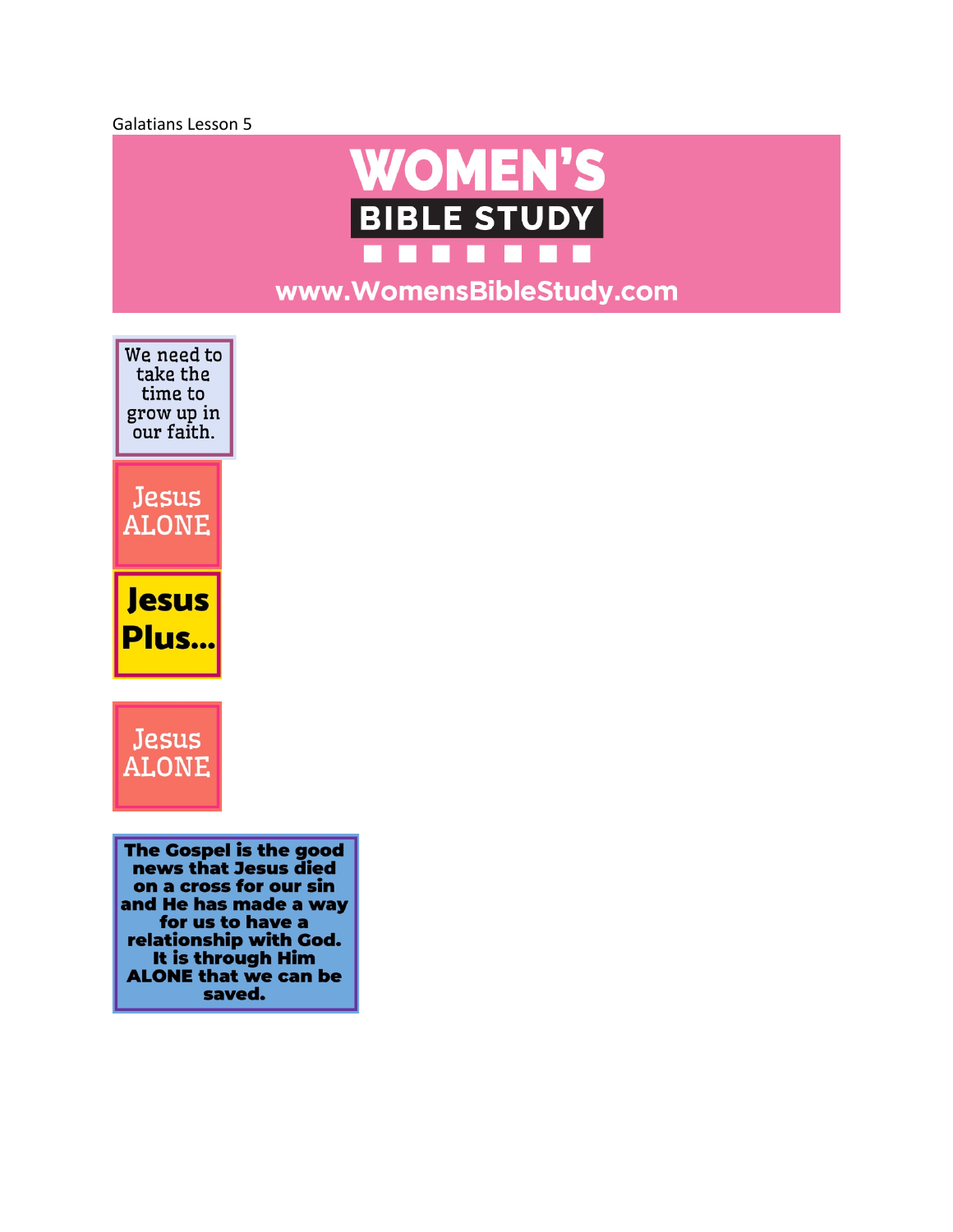Galatians Lesson 5

# WOMEN'S BIBLE STUDY

www.WomensBibleStudy.com

We need to take the time to grow up in our faith.

Jesus ALONE

Jesus Plus...

Jesus ALONE

**The Gospel is the good news that Jesus died on a cross for our sin and He has made a way for us to have a relationship with God. It is through Him ALONE that we can be saved.**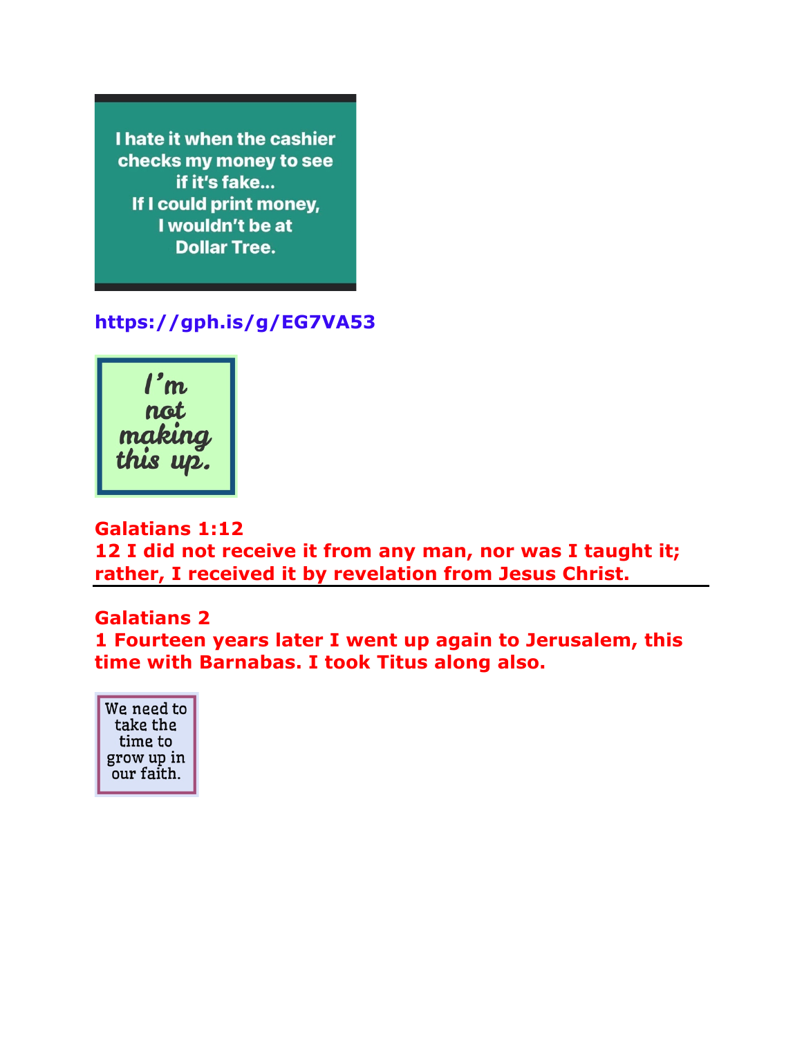I hate it when the cashier checks my money to see if it's fake...
If I could print money, I wouldn't be at Dollar Tree.

https://gph.is/g/EG7VA53

I'm not making this up.

**Galatians 1:12**
**12 I did not receive it from any man, nor was I taught it; rather, I received it by revelation from Jesus Christ.**

---

**Galatians 2**
**1 Fourteen years later I went up again to Jerusalem, this time with Barnabas. I took Titus along also.**

We need to take the time to grow up in our faith.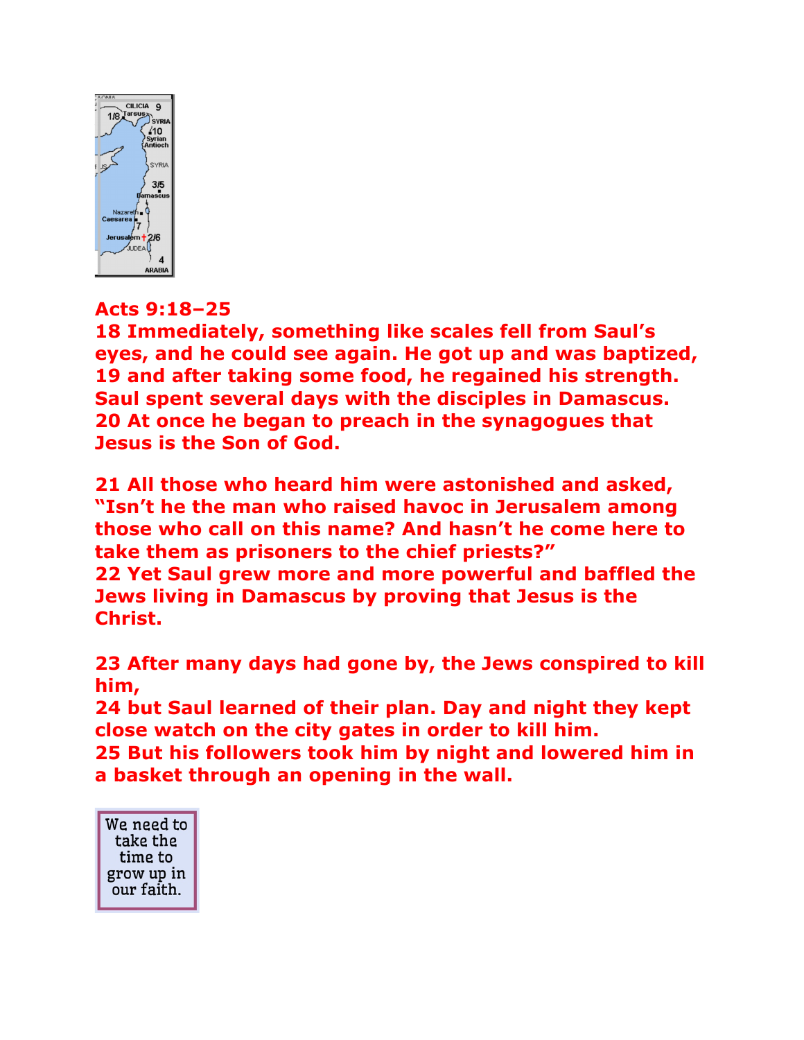**Acts 9:18–25**

**18 Immediately, something like scales fell from Saul's eyes, and he could see again. He got up and was baptized, 19 and after taking some food, he regained his strength. Saul spent several days with the disciples in Damascus. 20 At once he began to preach in the synagogues that Jesus is the Son of God.**

**21 All those who heard him were astonished and asked, "Isn't he the man who raised havoc in Jerusalem among those who call on this name? And hasn't he come here to take them as prisoners to the chief priests?"**
**22 Yet Saul grew more and more powerful and baffled the Jews living in Damascus by proving that Jesus is the Christ.**

**23 After many days had gone by, the Jews conspired to kill him,**
**24 but Saul learned of their plan. Day and night they kept close watch on the city gates in order to kill him.**
**25 But his followers took him by night and lowered him in a basket through an opening in the wall.**

We need to take the time to grow up in our faith.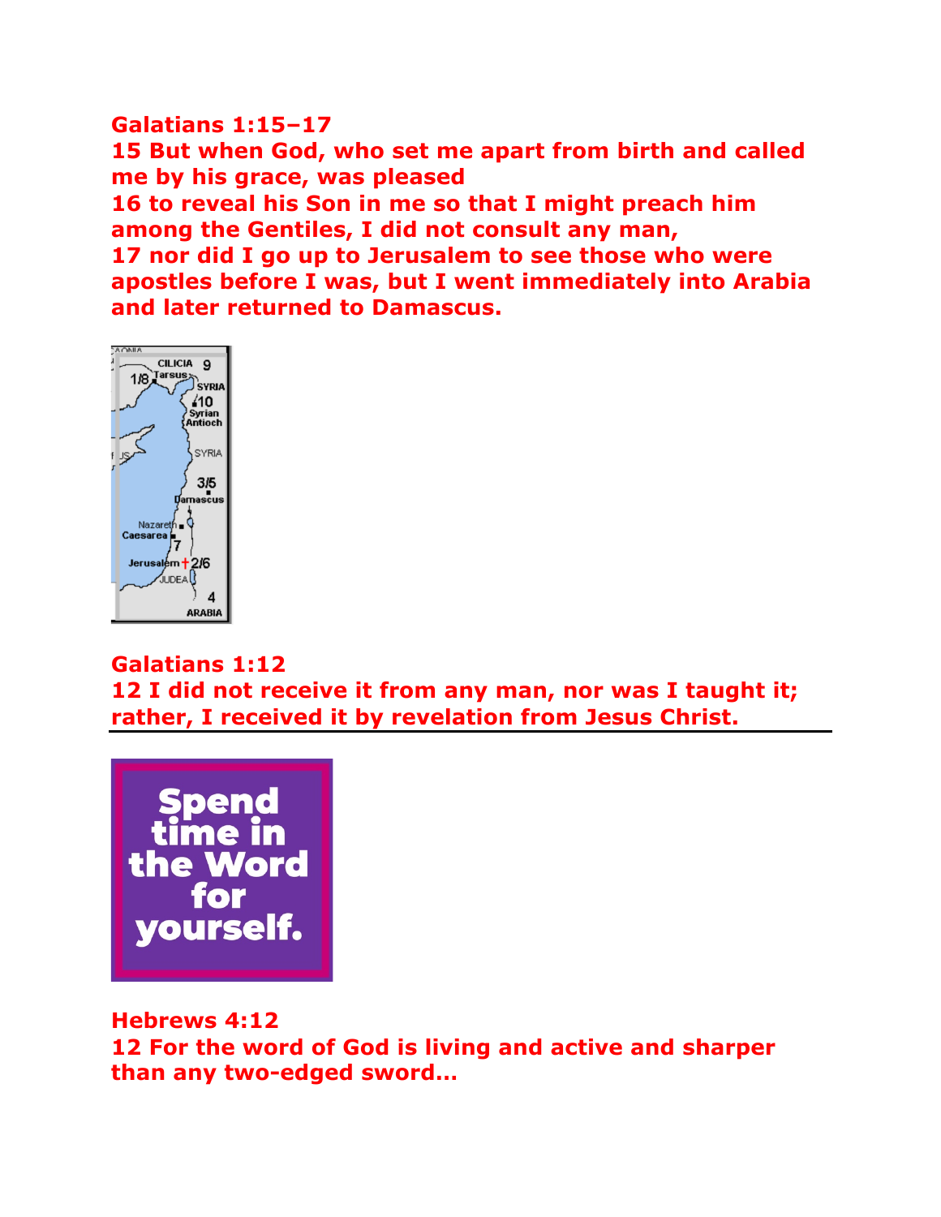**Galatians 1:15–17**
**15 But when God, who set me apart from birth and called me by his grace, was pleased**
**16 to reveal his Son in me so that I might preach him among the Gentiles, I did not consult any man,**
**17 nor did I go up to Jerusalem to see those who were apostles before I was, but I went immediately into Arabia and later returned to Damascus.**

**Galatians 1:12**
**12 I did not receive it from any man, nor was I taught it; rather, I received it by revelation from Jesus Christ.**

---

**Hebrews 4:12**
**12 For the word of God is living and active and sharper than any two-edged sword…**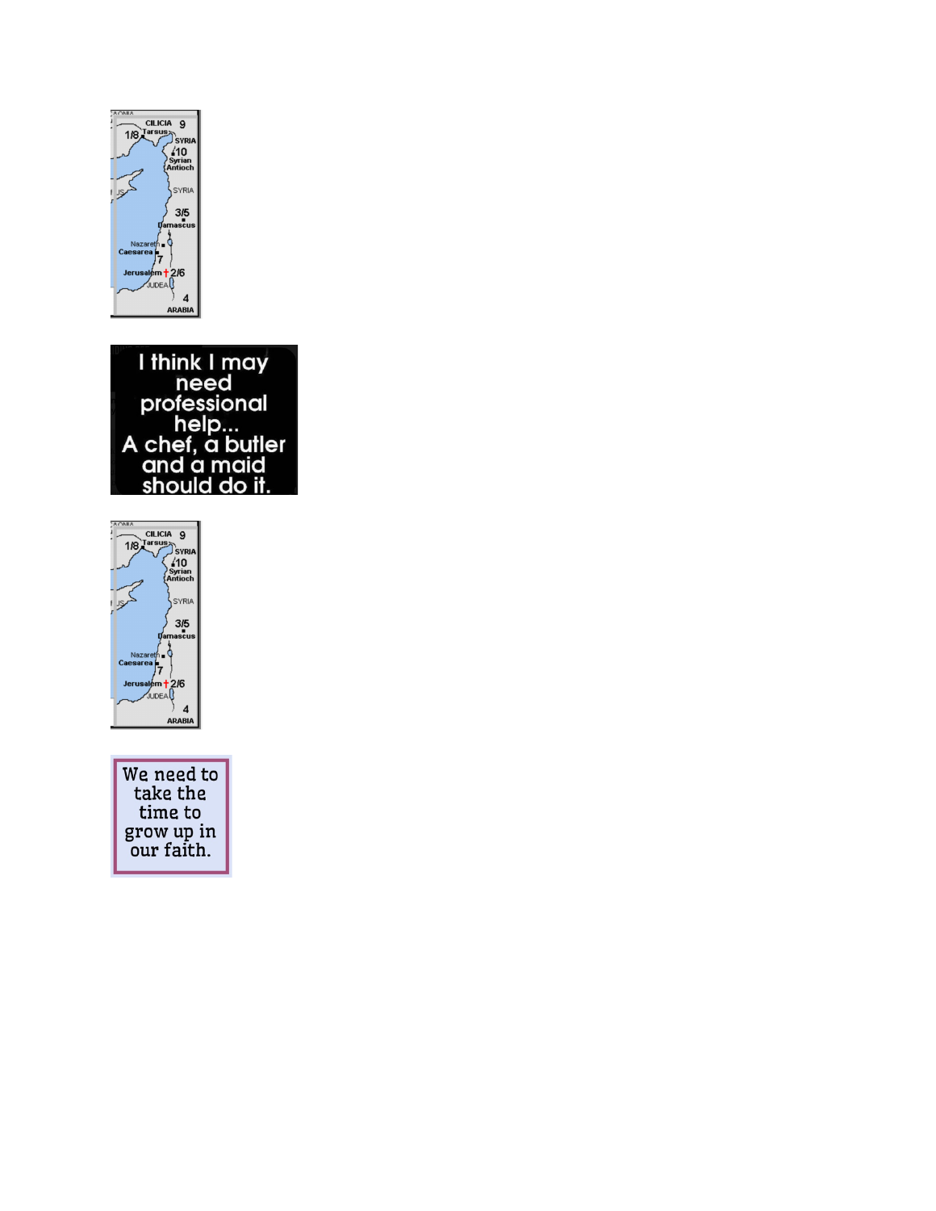I think I may need professional help...
A chef, a butler and a maid should do it.

We need to take the time to grow up in our faith.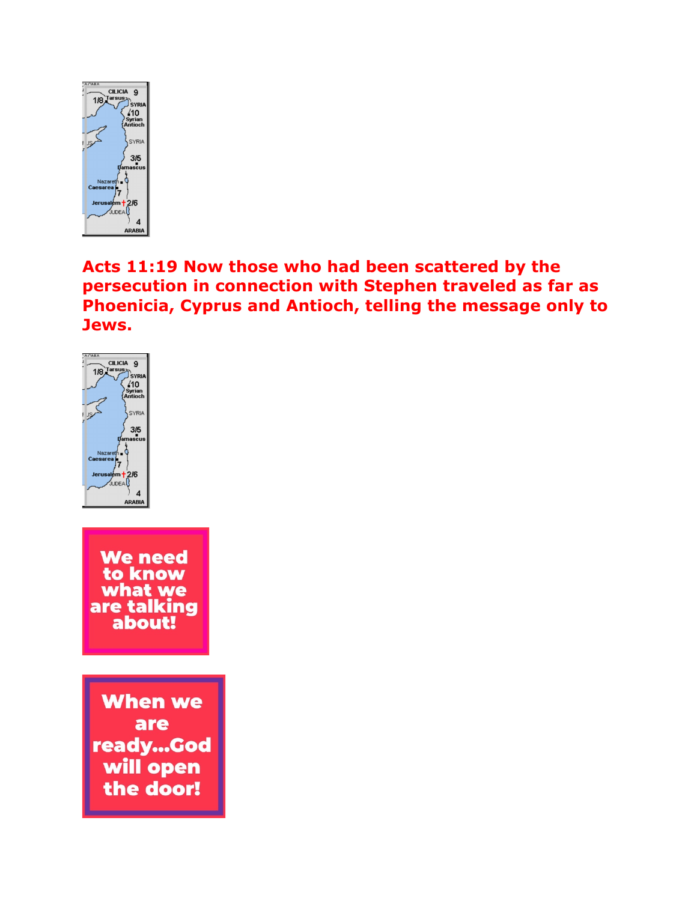**Acts 11:19 Now those who had been scattered by the persecution in connection with Stephen traveled as far as Phoenicia, Cyprus and Antioch, telling the message only to Jews.**

**We need to know what we are talking about!**

**When we are ready...God will open the door!**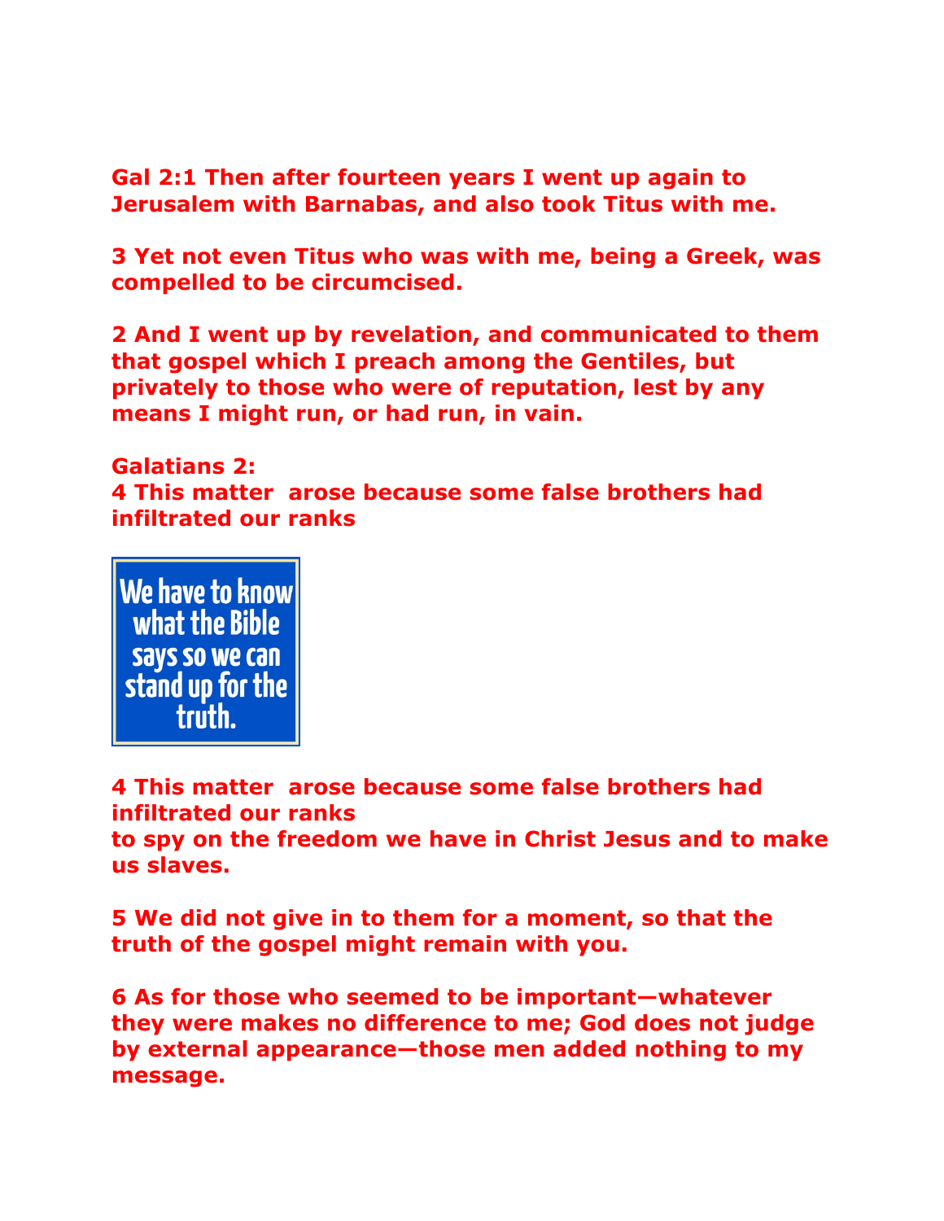**Gal 2:1 Then after fourteen years I went up again to Jerusalem with Barnabas, and also took Titus with me.**

**3 Yet not even Titus who was with me, being a Greek, was compelled to be circumcised.**

**2 And I went up by revelation, and communicated to them that gospel which I preach among the Gentiles, but privately to those who were of reputation, lest by any means I might run, or had run, in vain.**

**Galatians 2:**
**4 This matter arose because some false brothers had infiltrated our ranks**

We have to know what the Bible says so we can stand up for the truth.

**4 This matter arose because some false brothers had infiltrated our ranks**
**to spy on the freedom we have in Christ Jesus and to make us slaves.**

**5 We did not give in to them for a moment, so that the truth of the gospel might remain with you.**

**6 As for those who seemed to be important—whatever they were makes no difference to me; God does not judge by external appearance—those men added nothing to my message.**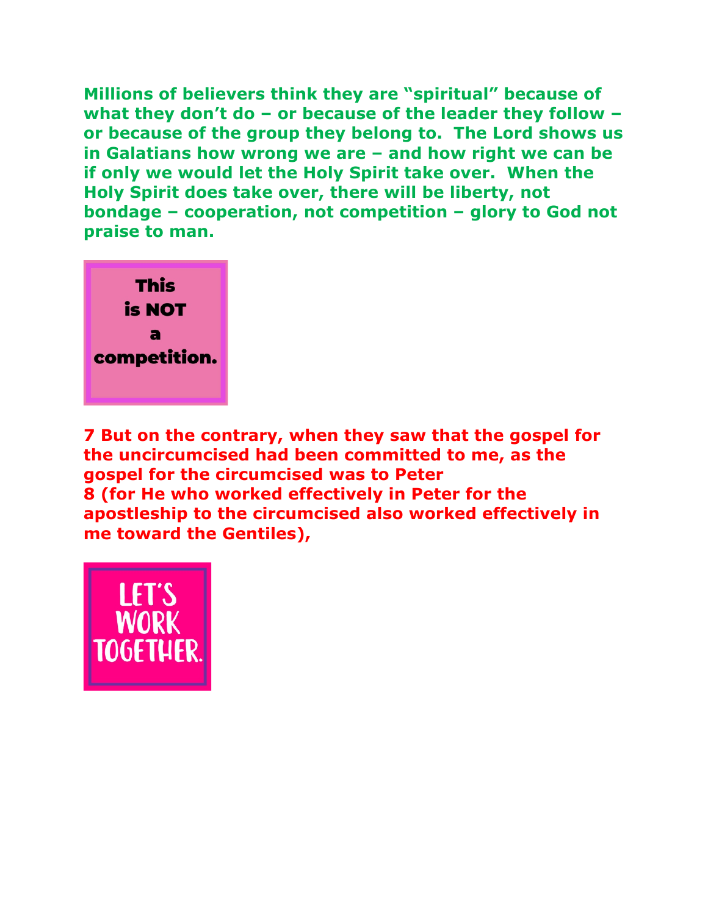**Millions of believers think they are "spiritual" because of what they don't do – or because of the leader they follow – or because of the group they belong to. The Lord shows us in Galatians how wrong we are – and how right we can be if only we would let the Holy Spirit take over. When the Holy Spirit does take over, there will be liberty, not bondage – cooperation, not competition – glory to God not praise to man.**

This is NOT a competition.

**7 But on the contrary, when they saw that the gospel for the uncircumcised had been committed to me, as the gospel for the circumcised was to Peter**
**8 (for He who worked effectively in Peter for the apostleship to the circumcised also worked effectively in me toward the Gentiles),**

LET'S WORK TOGETHER.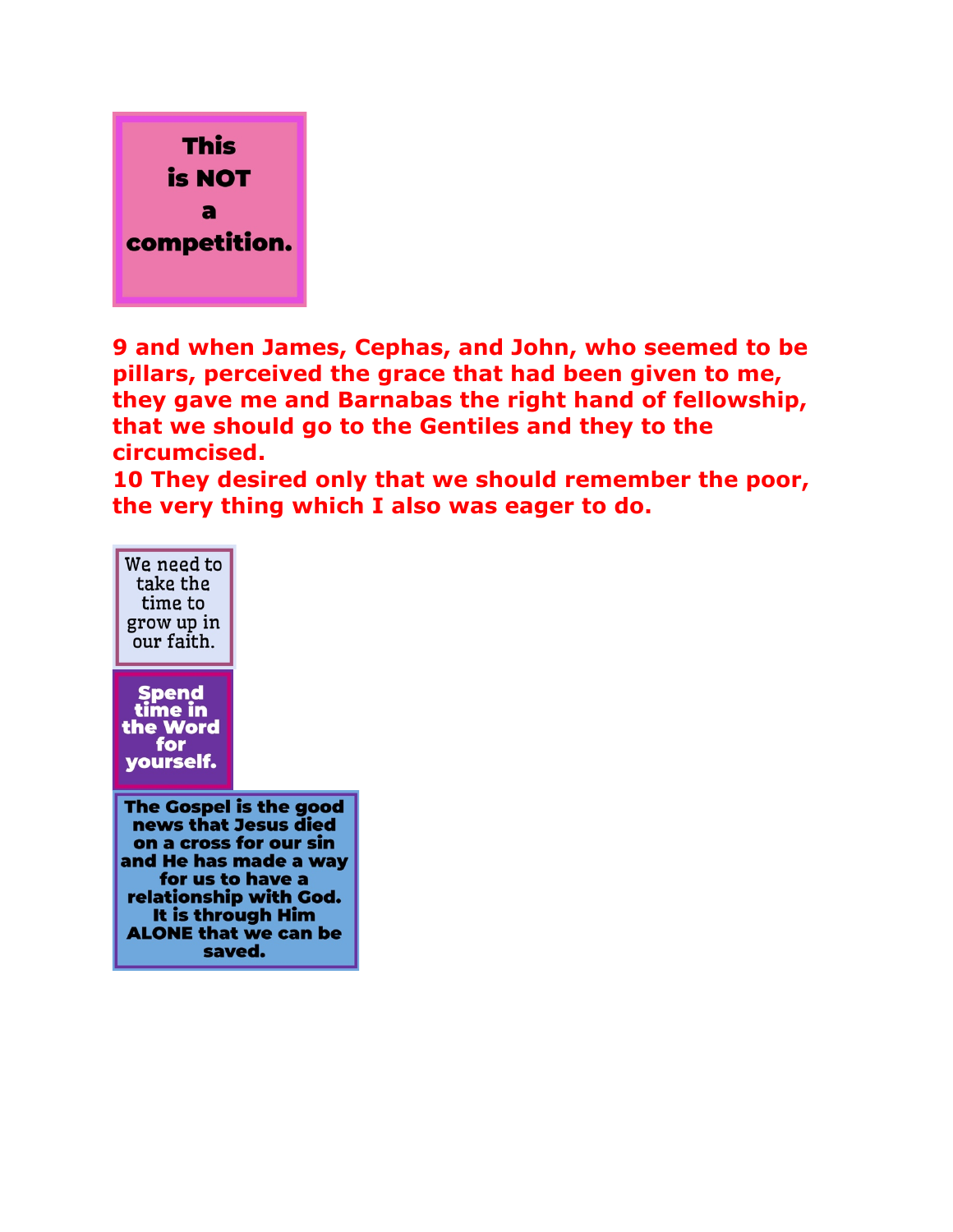**This is NOT a competition.**

**9 and when James, Cephas, and John, who seemed to be pillars, perceived the grace that had been given to me, they gave me and Barnabas the right hand of fellowship, that we should go to the Gentiles and they to the circumcised.**
**10 They desired only that we should remember the poor, the very thing which I also was eager to do.**

We need to take the time to grow up in our faith.

**Spend time in the Word for yourself.**

**The Gospel is the good news that Jesus died on a cross for our sin and He has made a way for us to have a relationship with God. It is through Him ALONE that we can be saved.**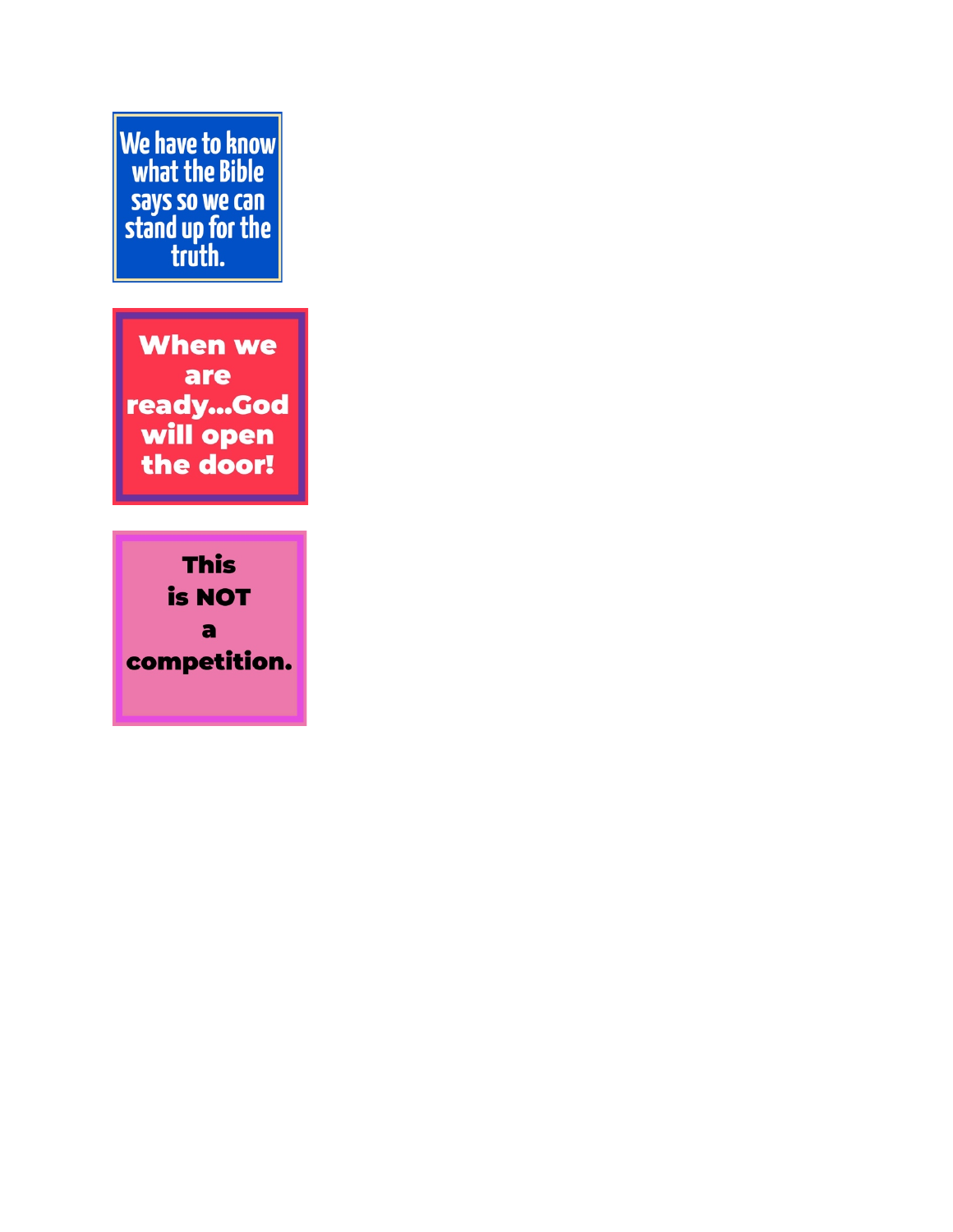We have to know what the Bible says so we can stand up for the truth.

**When we are ready...God will open the door!**

**This is NOT a competition.**